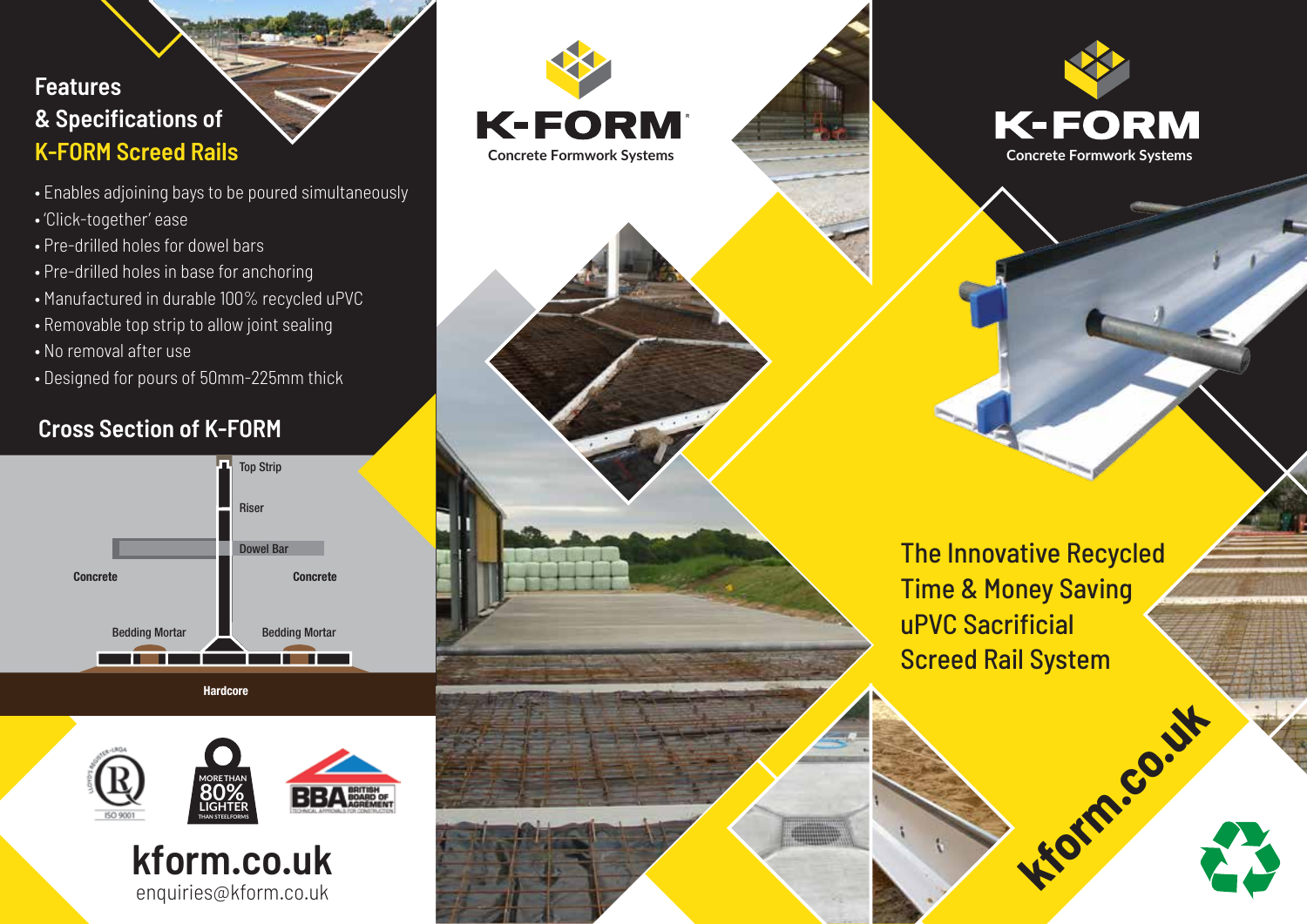## Features & Specifications of K-FORM Screed Rails

- Enables adjoining bays to be poured simultaneously
- 'Click-together' ease
- Pre-drilled holes for dowel bars
- Pre-drilled holes in base for anchoring
- Manufactured in durable 100% recycled uPVC
- Removable top strip to allow joint sealing
- No removal after use
- Designed for pours of 50mm-225mm thick

## Cross Section of K-FORM

Top Strip

Riser

Dowel Bar

Concrete

Concrete

Bedding Mortar

Bedding Mortar

Hardcore

ISO 9001

MORE THAN 80% LIGHTER THAN STEELFORMS

BBA BRITISH BOARD OF AGRÉMENT

**kform.co.uk**

enquiries@kform.co.uk

# K-FORM

Concrete Formwork Systems

# K-FORM

Concrete Formwork Systems

## The Innovative Recycled Time & Money Saving uPVC Sacrificial Screed Rail System

**kform.co.uk**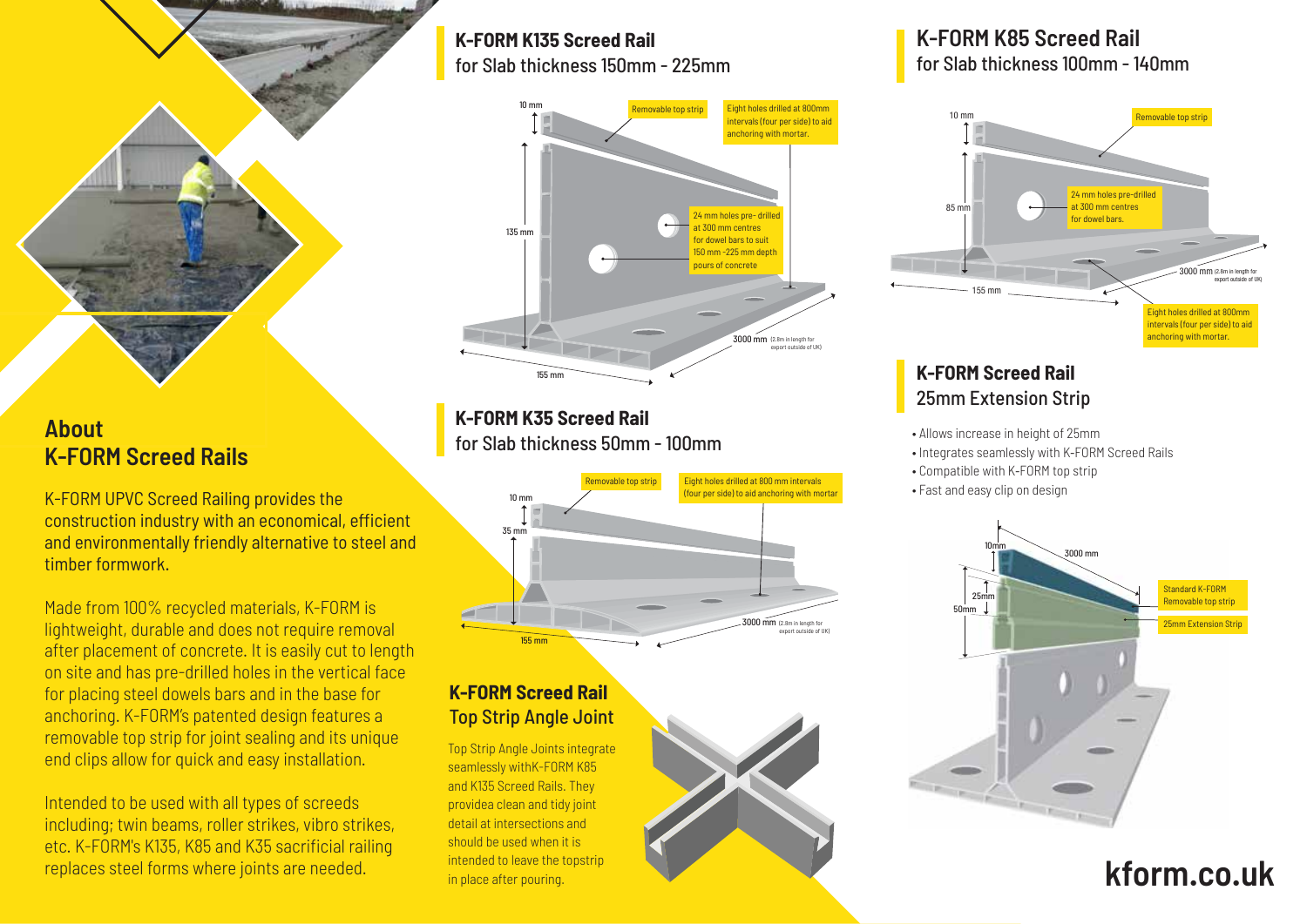## About K-FORM Screed Rails

K-FORM UPVC Screed Railing provides the construction industry with an economical, efficient and environmentally friendly alternative to steel and timber formwork.

Made from 100% recycled materials, K-FORM is lightweight, durable and does not require removal after placement of concrete. It is easily cut to length on site and has pre-drilled holes in the vertical face for placing steel dowels bars and in the base for anchoring. K-FORM's patented design features a removable top strip for joint sealing and its unique end clips allow for quick and easy installation.

Intended to be used with all types of screeds including; twin beams, roller strikes, vibro strikes, etc. K-FORM's K135, K85 and K35 sacrificial railing replaces steel forms where joints are needed.

## K-FORM K135 Screed Rail
for Slab thickness 150mm - 225mm

10 mm
Removable top strip
Eight holes drilled at 800mm intervals (four per side) to aid anchoring with mortar.
135 mm
24 mm holes pre- drilled at 300 mm centres for dowel bars to suit 150 mm -225 mm depth pours of concrete
3000 mm (2.8m in length for export outside of UK)
155 mm

## K-FORM K35 Screed Rail
for Slab thickness 50mm - 100mm

Removable top strip
Eight holes drilled at 800 mm intervals (four per side) to aid anchoring with mortar
10 mm
35 mm
3000 mm (2.8m in length for export outside of UK)
155 mm

## K-FORM Screed Rail Top Strip Angle Joint

Top Strip Angle Joints integrate seamlessly withK-FORM K85 and K135 Screed Rails. They providea clean and tidy joint detail at intersections and should be used when it is intended to leave the topstrip in place after pouring.

## K-FORM K85 Screed Rail
for Slab thickness 100mm - 140mm

10 mm
Removable top strip
85 mm
24 mm holes pre-drilled at 300 mm centres for dowel bars.
3000 mm (2.8m in length for export outside of UK)
155 mm
Eight holes drilled at 800mm intervals (four per side) to aid anchoring with mortar.

## K-FORM Screed Rail 25mm Extension Strip

- Allows increase in height of 25mm
- Integrates seamlessly with K-FORM Screed Rails
- Compatible with K-FORM top strip
- Fast and easy clip on design

10mm
3000 mm
25mm
50mm
Standard K-FORM Removable top strip
25mm Extension Strip

**kform.co.uk**